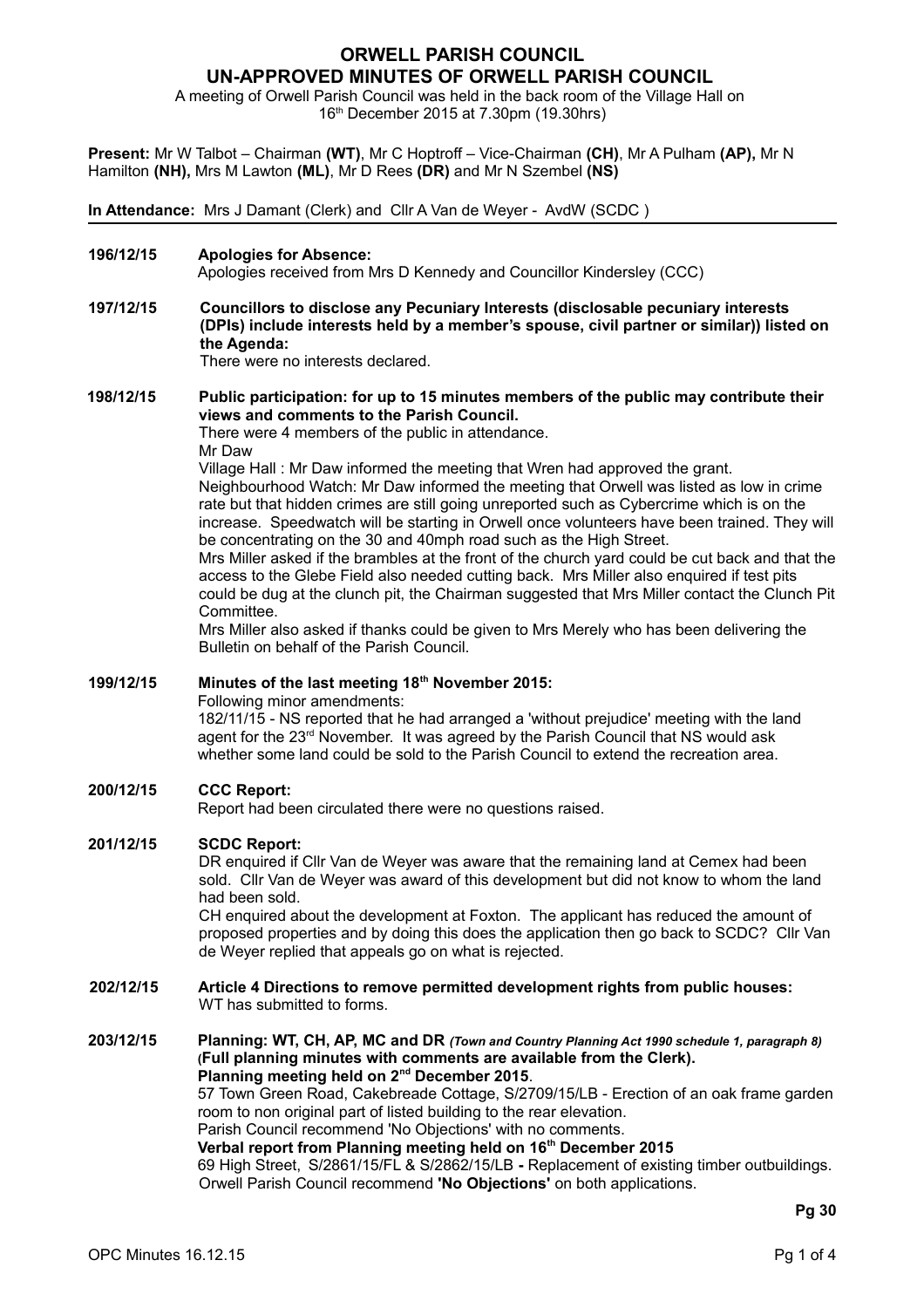# ORWELL PARISH COUNCIL
# UN-APPROVED MINUTES OF ORWELL PARISH COUNCIL

A meeting of Orwell Parish Council was held in the back room of the Village Hall on 16th December 2015 at 7.30pm (19.30hrs)

**Present:** Mr W Talbot – Chairman **(WT)**, Mr C Hoptroff – Vice-Chairman **(CH)**, Mr A Pulham **(AP),** Mr N Hamilton **(NH),** Mrs M Lawton **(ML)**, Mr D Rees **(DR)** and Mr N Szembel **(NS)**

**In Attendance:** Mrs J Damant (Clerk) and Cllr A Van de Weyer - AvdW (SCDC )

---

**196/12/15 Apologies for Absence:**

Apologies received from Mrs D Kennedy and Councillor Kindersley (CCC)

**197/12/15 Councillors to disclose any Pecuniary Interests (disclosable pecuniary interests (DPIs) include interests held by a member's spouse, civil partner or similar)) listed on the Agenda:**

There were no interests declared.

**198/12/15 Public participation: for up to 15 minutes members of the public may contribute their views and comments to the Parish Council.**

There were 4 members of the public in attendance.

Mr Daw

Village Hall : Mr Daw informed the meeting that Wren had approved the grant.

Neighbourhood Watch: Mr Daw informed the meeting that Orwell was listed as low in crime rate but that hidden crimes are still going unreported such as Cybercrime which is on the increase. Speedwatch will be starting in Orwell once volunteers have been trained. They will be concentrating on the 30 and 40mph road such as the High Street.

Mrs Miller asked if the brambles at the front of the church yard could be cut back and that the access to the Glebe Field also needed cutting back. Mrs Miller also enquired if test pits could be dug at the clunch pit, the Chairman suggested that Mrs Miller contact the Clunch Pit Committee.

Mrs Miller also asked if thanks could be given to Mrs Merely who has been delivering the Bulletin on behalf of the Parish Council.

**199/12/15 Minutes of the last meeting 18th November 2015:**

Following minor amendments:

182/11/15 - NS reported that he had arranged a 'without prejudice' meeting with the land agent for the 23rd November. It was agreed by the Parish Council that NS would ask whether some land could be sold to the Parish Council to extend the recreation area.

**200/12/15 CCC Report:**

Report had been circulated there were no questions raised.

**201/12/15 SCDC Report:**

DR enquired if Cllr Van de Weyer was aware that the remaining land at Cemex had been sold. Cllr Van de Weyer was award of this development but did not know to whom the land had been sold.

CH enquired about the development at Foxton. The applicant has reduced the amount of proposed properties and by doing this does the application then go back to SCDC? Cllr Van de Weyer replied that appeals go on what is rejected.

**202/12/15 Article 4 Directions to remove permitted development rights from public houses:**

WT has submitted to forms.

**203/12/15 Planning: WT, CH, AP, MC and DR** *(Town and Country Planning Act 1990 schedule 1, paragraph 8)* **(Full planning minutes with comments are available from the Clerk).**

**Planning meeting held on 2nd December 2015**.

57 Town Green Road, Cakebreade Cottage, S/2709/15/LB - Erection of an oak frame garden room to non original part of listed building to the rear elevation.

Parish Council recommend 'No Objections' with no comments.

**Verbal report from Planning meeting held on 16th December 2015**

69 High Street, S/2861/15/FL & S/2862/15/LB **-** Replacement of existing timber outbuildings. Orwell Parish Council recommend **'No Objections'** on both applications.

**Pg 30**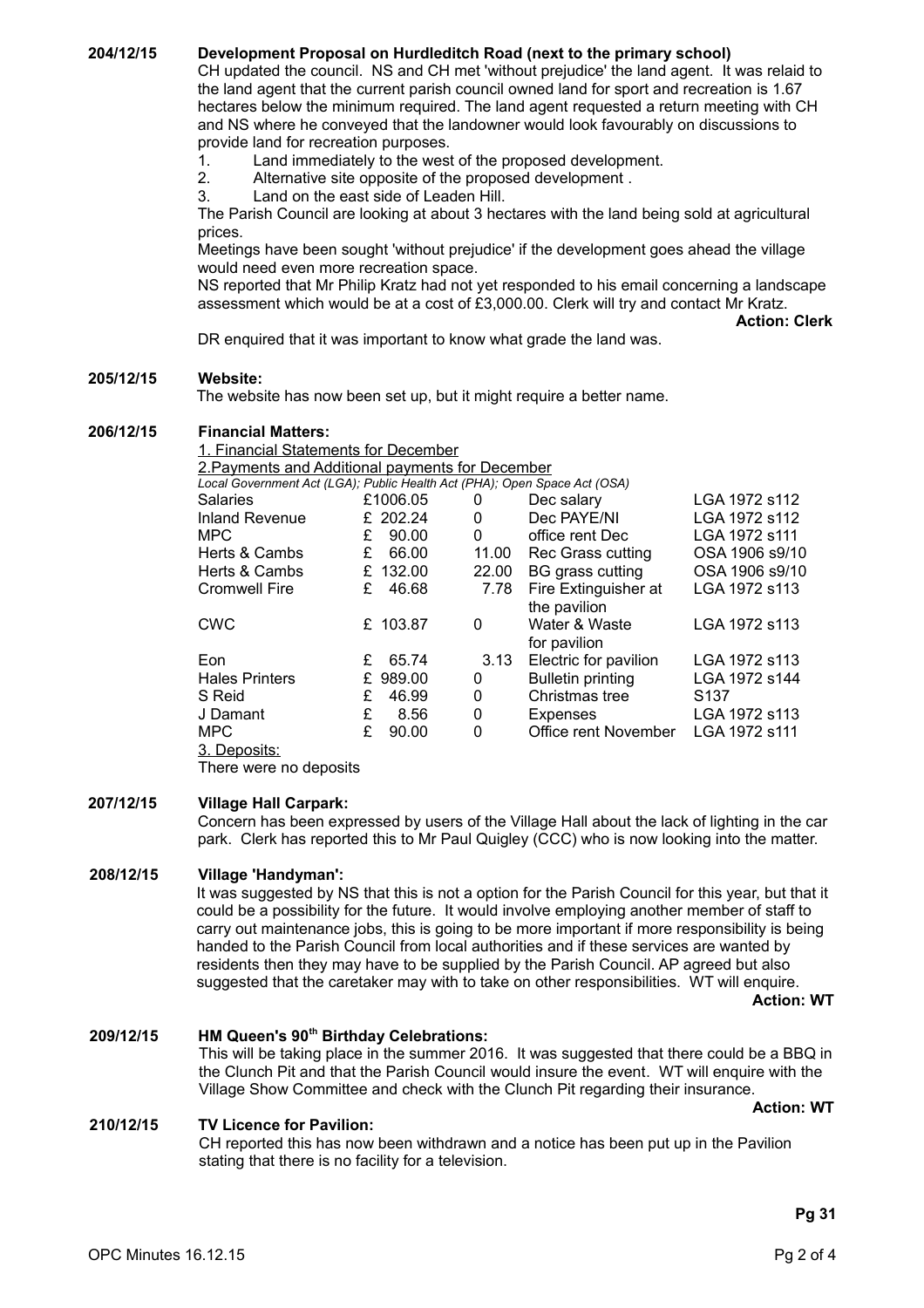**204/12/15 Development Proposal on Hurdleditch Road (next to the primary school)**

CH updated the council. NS and CH met 'without prejudice' the land agent. It was relaid to the land agent that the current parish council owned land for sport and recreation is 1.67 hectares below the minimum required. The land agent requested a return meeting with CH and NS where he conveyed that the landowner would look favourably on discussions to provide land for recreation purposes.

1. Land immediately to the west of the proposed development.
2. Alternative site opposite of the proposed development .
3. Land on the east side of Leaden Hill.

The Parish Council are looking at about 3 hectares with the land being sold at agricultural prices.

Meetings have been sought 'without prejudice' if the development goes ahead the village would need even more recreation space.

NS reported that Mr Philip Kratz had not yet responded to his email concerning a landscape assessment which would be at a cost of £3,000.00. Clerk will try and contact Mr Kratz.

**Action: Clerk**

DR enquired that it was important to know what grade the land was.

**205/12/15 Website:**

The website has now been set up, but it might require a better name.

**206/12/15 Financial Matters:**

1. Financial Statements for December

2. Payments and Additional payments for December

*Local Government Act (LGA); Public Health Act (PHA); Open Space Act (OSA)*

| Payee | Amount | VAT | Description | Authority |
|---|---|---|---|---|
| Salaries | £1006.05 | 0 | Dec salary | LGA 1972 s112 |
| Inland Revenue | £ 202.24 | 0 | Dec PAYE/NI | LGA 1972 s112 |
| MPC | £ 90.00 | 0 | office rent Dec | LGA 1972 s111 |
| Herts & Cambs | £ 66.00 | 11.00 | Rec Grass cutting | OSA 1906 s9/10 |
| Herts & Cambs | £ 132.00 | 22.00 | BG grass cutting | OSA 1906 s9/10 |
| Cromwell Fire | £ 46.68 | 7.78 | Fire Extinguisher at the pavilion | LGA 1972 s113 |
| CWC | £ 103.87 | 0 | Water & Waste for pavilion | LGA 1972 s113 |
| Eon | £ 65.74 | 3.13 | Electric for pavilion | LGA 1972 s113 |
| Hales Printers | £ 989.00 | 0 | Bulletin printing | LGA 1972 s144 |
| S Reid | £ 46.99 | 0 | Christmas tree | S137 |
| J Damant | £ 8.56 | 0 | Expenses | LGA 1972 s113 |
| MPC | £ 90.00 | 0 | Office rent November | LGA 1972 s111 |

3. Deposits:

There were no deposits

**207/12/15 Village Hall Carpark:**

Concern has been expressed by users of the Village Hall about the lack of lighting in the car park. Clerk has reported this to Mr Paul Quigley (CCC) who is now looking into the matter.

**208/12/15 Village 'Handyman':**

It was suggested by NS that this is not a option for the Parish Council for this year, but that it could be a possibility for the future. It would involve employing another member of staff to carry out maintenance jobs, this is going to be more important if more responsibility is being handed to the Parish Council from local authorities and if these services are wanted by residents then they may have to be supplied by the Parish Council. AP agreed but also suggested that the caretaker may with to take on other responsibilities. WT will enquire.

**Action: WT**

**209/12/15 HM Queen's 90th Birthday Celebrations:**

This will be taking place in the summer 2016. It was suggested that there could be a BBQ in the Clunch Pit and that the Parish Council would insure the event. WT will enquire with the Village Show Committee and check with the Clunch Pit regarding their insurance.

**Action: WT**

**210/12/15 TV Licence for Pavilion:**

CH reported this has now been withdrawn and a notice has been put up in the Pavilion stating that there is no facility for a television.

OPC Minutes 16.12.15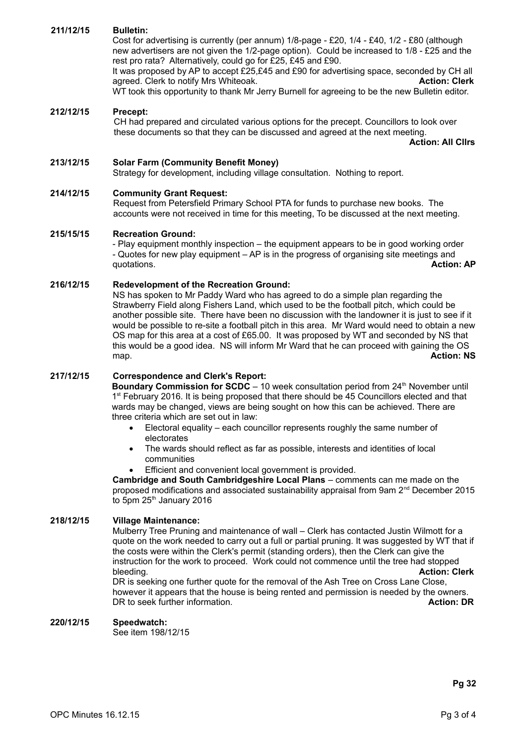**211/12/15 Bulletin:**

Cost for advertising is currently (per annum) 1/8-page - £20, 1/4 - £40, 1/2 - £80 (although new advertisers are not given the 1/2-page option). Could be increased to 1/8 - £25 and the rest pro rata? Alternatively, could go for £25, £45 and £90.

It was proposed by AP to accept £25,£45 and £90 for advertising space, seconded by CH all agreed. Clerk to notify Mrs Whiteoak. **Action: Clerk**

WT took this opportunity to thank Mr Jerry Burnell for agreeing to be the new Bulletin editor.

**212/12/15 Precept:**

CH had prepared and circulated various options for the precept. Councillors to look over these documents so that they can be discussed and agreed at the next meeting.

**Action: All Cllrs**

**213/12/15 Solar Farm (Community Benefit Money)**

Strategy for development, including village consultation. Nothing to report.

**214/12/15 Community Grant Request:**

Request from Petersfield Primary School PTA for funds to purchase new books. The accounts were not received in time for this meeting, To be discussed at the next meeting.

**215/15/15 Recreation Ground:**

- Play equipment monthly inspection – the equipment appears to be in good working order
- Quotes for new play equipment – AP is in the progress of organising site meetings and quotations. **Action: AP**

**216/12/15 Redevelopment of the Recreation Ground:**

NS has spoken to Mr Paddy Ward who has agreed to do a simple plan regarding the Strawberry Field along Fishers Land, which used to be the football pitch, which could be another possible site. There have been no discussion with the landowner it is just to see if it would be possible to re-site a football pitch in this area. Mr Ward would need to obtain a new OS map for this area at a cost of £65.00. It was proposed by WT and seconded by NS that this would be a good idea. NS will inform Mr Ward that he can proceed with gaining the OS map. **Action: NS**

**217/12/15 Correspondence and Clerk's Report:**

**Boundary Commission for SCDC** – 10 week consultation period from 24th November until 1st February 2016. It is being proposed that there should be 45 Councillors elected and that wards may be changed, views are being sought on how this can be achieved. There are three criteria which are set out in law:

- Electoral equality – each councillor represents roughly the same number of electorates
- The wards should reflect as far as possible, interests and identities of local communities
- Efficient and convenient local government is provided.

**Cambridge and South Cambridgeshire Local Plans** – comments can me made on the proposed modifications and associated sustainability appraisal from 9am 2nd December 2015 to 5pm 25th January 2016

**218/12/15 Village Maintenance:**

Mulberry Tree Pruning and maintenance of wall – Clerk has contacted Justin Wilmott for a quote on the work needed to carry out a full or partial pruning. It was suggested by WT that if the costs were within the Clerk's permit (standing orders), then the Clerk can give the instruction for the work to proceed. Work could not commence until the tree had stopped bleeding. **Action: Clerk**

DR is seeking one further quote for the removal of the Ash Tree on Cross Lane Close, however it appears that the house is being rented and permission is needed by the owners. DR to seek further information. **Action: DR**

**220/12/15 Speedwatch:**

See item 198/12/15

**Pg 32**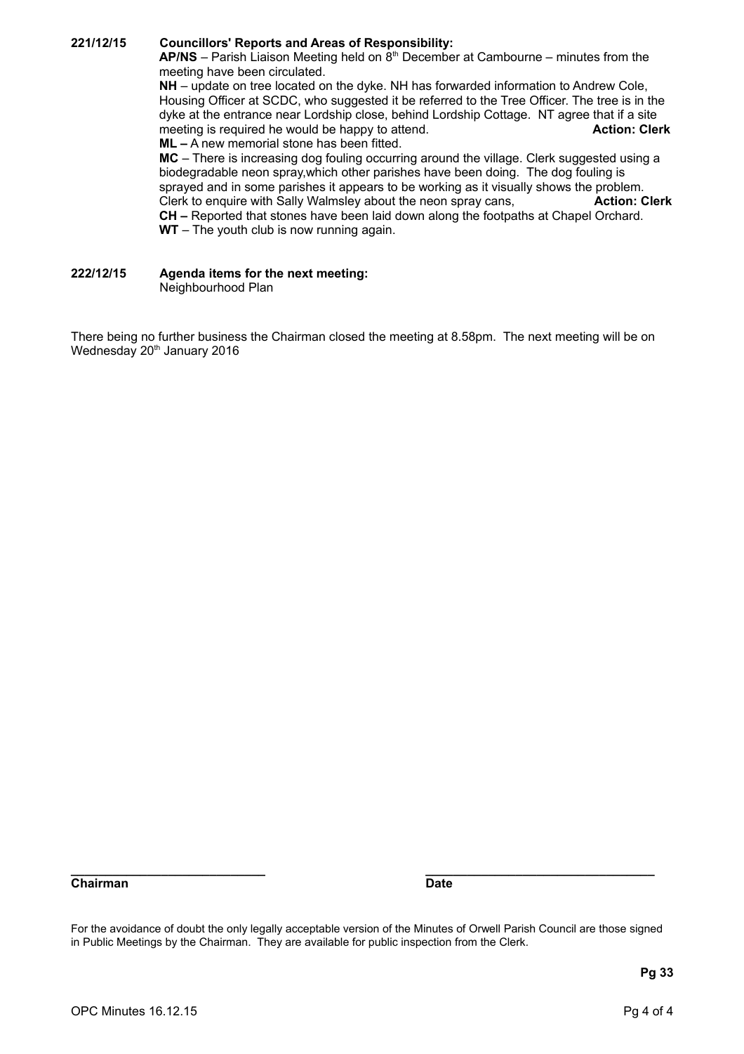**221/12/15 Councillors' Reports and Areas of Responsibility:**

**AP/NS** – Parish Liaison Meeting held on 8th December at Cambourne – minutes from the meeting have been circulated.

**NH** – update on tree located on the dyke. NH has forwarded information to Andrew Cole, Housing Officer at SCDC, who suggested it be referred to the Tree Officer. The tree is in the dyke at the entrance near Lordship close, behind Lordship Cottage. NT agree that if a site meeting is required he would be happy to attend. **Action: Clerk**

**ML –** A new memorial stone has been fitted.

**MC** – There is increasing dog fouling occurring around the village. Clerk suggested using a biodegradable neon spray,which other parishes have been doing. The dog fouling is sprayed and in some parishes it appears to be working as it visually shows the problem. Clerk to enquire with Sally Walmsley about the neon spray cans, **Action: Clerk**

**CH –** Reported that stones have been laid down along the footpaths at Chapel Orchard.

**WT** – The youth club is now running again.

**222/12/15 Agenda items for the next meeting:**

Neighbourhood Plan

There being no further business the Chairman closed the meeting at 8.58pm. The next meeting will be on Wednesday 20th January 2016

**Chairman** **Date**

For the avoidance of doubt the only legally acceptable version of the Minutes of Orwell Parish Council are those signed in Public Meetings by the Chairman. They are available for public inspection from the Clerk.